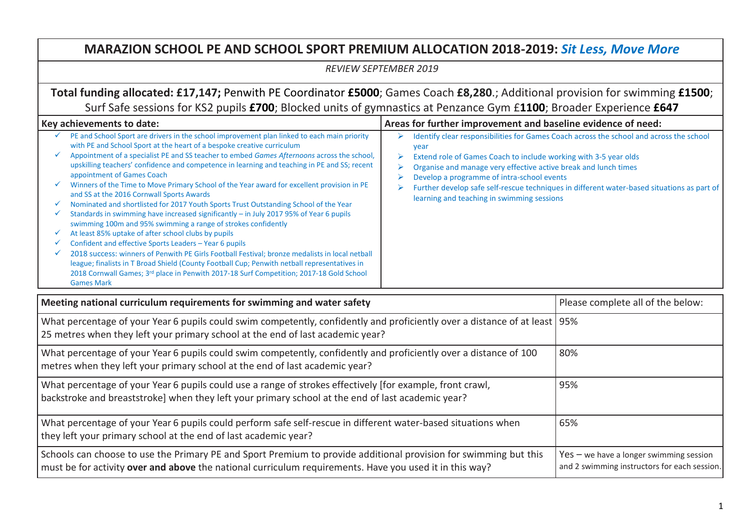# MARAZION SCHOOL PE AND SCHOOL SPORT PREMIUM ALLOCATION 2018-2019: *Sit Less, Move More*

*REVIEW SEPTEMBER 2019*

**Total funding allocated: £17,147;** Penwith PE Coordinator **£5000**; Games Coach **£8,280**.; Additional provision for swimming **£1500**; Surf Safe sessions for KS2 pupils **£700**; Blocked units of gymnastics at Penzance Gym £**1100**; Broader Experience **£647**

| Key achievements to date: | Areas for further improvement and baseline evidence of need: |
|---|---|
| ✓ PE and School Sport are drivers in the school improvement plan linked to each main priority with PE and School Sport at the heart of a bespoke creative curriculum<br>✓ Appointment of a specialist PE and SS teacher to embed *Games Afternoons* across the school, upskilling teachers' confidence and competence in learning and teaching in PE and SS; recent appointment of Games Coach<br>✓ Winners of the Time to Move Primary School of the Year award for excellent provision in PE and SS at the 2016 Cornwall Sports Awards<br>✓ Nominated and shortlisted for 2017 Youth Sports Trust Outstanding School of the Year<br>✓ Standards in swimming have increased significantly – in July 2017 95% of Year 6 pupils swimming 100m and 95% swimming a range of strokes confidently<br>✓ At least 85% uptake of after school clubs by pupils<br>✓ Confident and effective Sports Leaders – Year 6 pupils<br>✓ 2018 success: winners of Penwith PE Girls Football Festival; bronze medalists in local netball league; finalists in T Broad Shield (County Football Cup; Penwith netball representatives in 2018 Cornwall Games; 3rd place in Penwith 2017-18 Surf Competition; 2017-18 Gold School Games Mark | ➢ Identify clear responsibilities for Games Coach across the school and across the school year<br>➢ Extend role of Games Coach to include working with 3-5 year olds<br>➢ Organise and manage very effective active break and lunch times<br>➢ Develop a programme of intra-school events<br>➢ Further develop safe self-rescue techniques in different water-based situations as part of learning and teaching in swimming sessions |

| Meeting national curriculum requirements for swimming and water safety | Please complete all of the below: |
|---|---|
| What percentage of your Year 6 pupils could swim competently, confidently and proficiently over a distance of at least 25 metres when they left your primary school at the end of last academic year? | 95% |
| What percentage of your Year 6 pupils could swim competently, confidently and proficiently over a distance of 100 metres when they left your primary school at the end of last academic year? | 80% |
| What percentage of your Year 6 pupils could use a range of strokes effectively [for example, front crawl, backstroke and breaststroke] when they left your primary school at the end of last academic year? | 95% |
| What percentage of your Year 6 pupils could perform safe self-rescue in different water-based situations when they left your primary school at the end of last academic year? | 65% |
| Schools can choose to use the Primary PE and Sport Premium to provide additional provision for swimming but this must be for activity **over and above** the national curriculum requirements. Have you used it in this way? | Yes – we have a longer swimming session and 2 swimming instructors for each session. |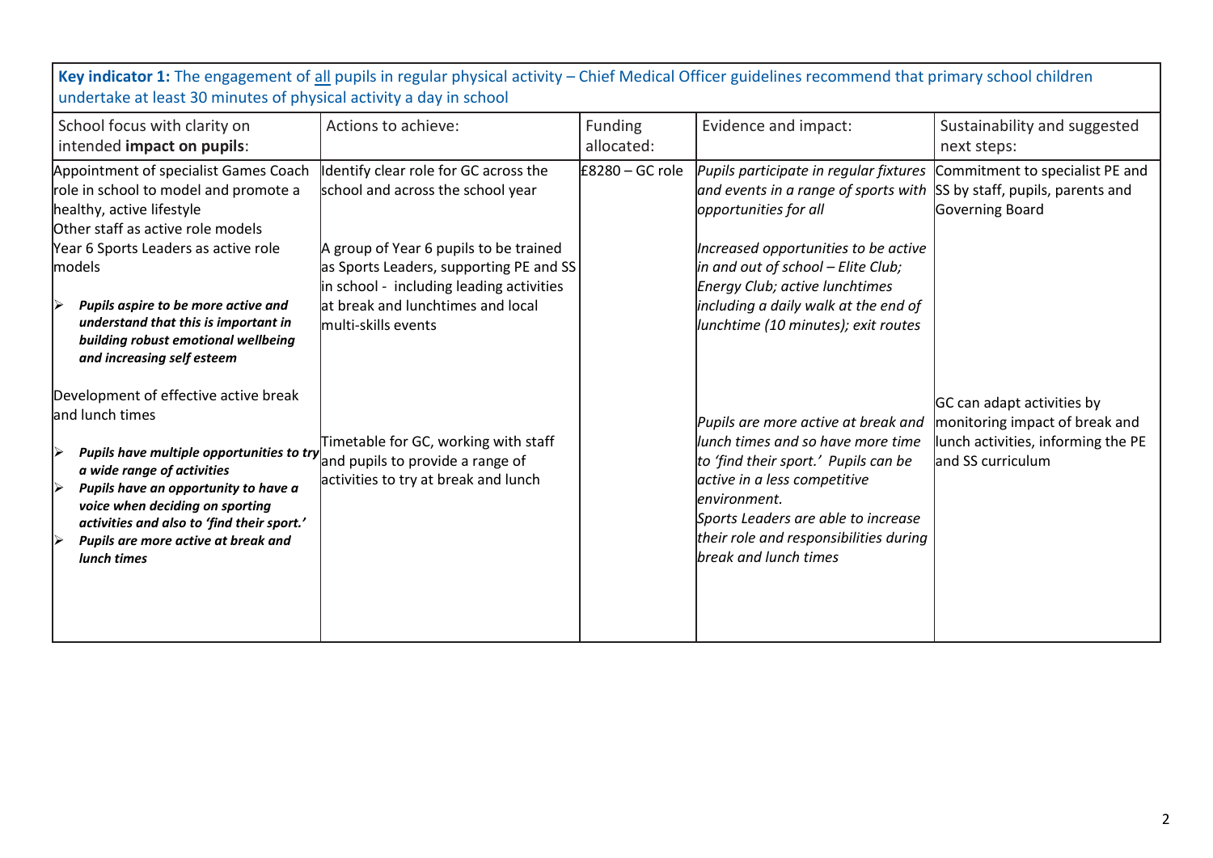| **Key indicator 1:** The engagement of all pupils in regular physical activity – Chief Medical Officer guidelines recommend that primary school children undertake at least 30 minutes of physical activity a day in school | | | | |
|---|---|---|---|---|
| School focus with clarity on intended **impact on pupils**: | Actions to achieve: | Funding allocated: | Evidence and impact: | Sustainability and suggested next steps: |
| Appointment of specialist Games Coach role in school to model and promote a healthy, active lifestyle<br>Other staff as active role models<br>Year 6 Sports Leaders as active role models<br>➢ ***Pupils aspire to be more active and understand that this is important in building robust emotional wellbeing and increasing self esteem*** | Identify clear role for GC across the school and across the school year<br>A group of Year 6 pupils to be trained as Sports Leaders, supporting PE and SS in school - including leading activities at break and lunchtimes and local multi-skills events | £8280 – GC role | *Pupils participate in regular fixtures and events in a range of sports with opportunities for all*<br>*Increased opportunities to be active in and out of school – Elite Club; Energy Club; active lunchtimes including a daily walk at the end of lunchtime (10 minutes); exit routes* | Commitment to specialist PE and SS by staff, pupils, parents and Governing Board |
| Development of effective active break and lunch times<br>➢ ***Pupils have multiple opportunities to try a wide range of activities***<br>➢ ***Pupils have an opportunity to have a voice when deciding on sporting activities and also to 'find their sport.'***<br>➢ ***Pupils are more active at break and lunch times*** | Timetable for GC, working with staff and pupils to provide a range of activities to try at break and lunch | | *Pupils are more active at break and lunch times and so have more time to 'find their sport.' Pupils can be active in a less competitive environment.*<br>*Sports Leaders are able to increase their role and responsibilities during break and lunch times* | GC can adapt activities by monitoring impact of break and lunch activities, informing the PE and SS curriculum |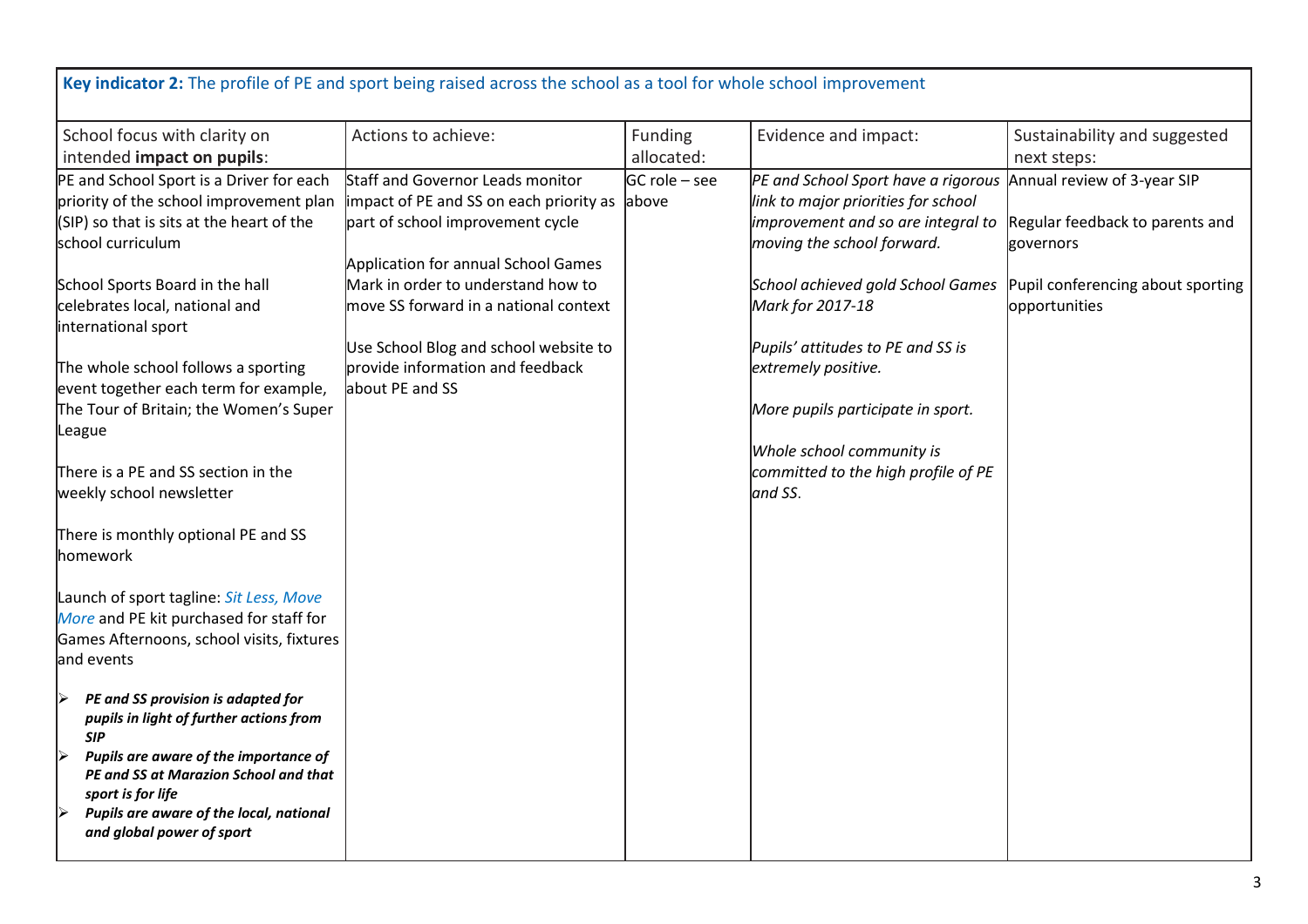**Key indicator 2:** The profile of PE and sport being raised across the school as a tool for whole school improvement

| School focus with clarity on intended **impact on pupils**: | Actions to achieve: | Funding allocated: | Evidence and impact: | Sustainability and suggested next steps: |
|---|---|---|---|---|
| PE and School Sport is a Driver for each priority of the school improvement plan (SIP) so that is sits at the heart of the school curriculum<br><br>School Sports Board in the hall celebrates local, national and international sport<br><br>The whole school follows a sporting event together each term for example, The Tour of Britain; the Women's Super League<br><br>There is a PE and SS section in the weekly school newsletter<br><br>There is monthly optional PE and SS homework<br><br>Launch of sport tagline: *Sit Less, Move More* and PE kit purchased for staff for Games Afternoons, school visits, fixtures and events<br><br>➢ ***PE and SS provision is adapted for pupils in light of further actions from SIP***<br>➢ ***Pupils are aware of the importance of PE and SS at Marazion School and that sport is for life***<br>➢ ***Pupils are aware of the local, national and global power of sport*** | Staff and Governor Leads monitor impact of PE and SS on each priority as part of school improvement cycle<br><br>Application for annual School Games Mark in order to understand how to move SS forward in a national context<br><br>Use School Blog and school website to provide information and feedback about PE and SS | GC role – see above | *PE and School Sport have a rigorous link to major priorities for school improvement and so are integral to moving the school forward.*<br><br>*School achieved gold School Games Mark for 2017-18*<br><br>*Pupils' attitudes to PE and SS is extremely positive.*<br><br>*More pupils participate in sport.*<br><br>*Whole school community is committed to the high profile of PE and SS.* | Annual review of 3-year SIP<br><br>Regular feedback to parents and governors<br><br>Pupil conferencing about sporting opportunities |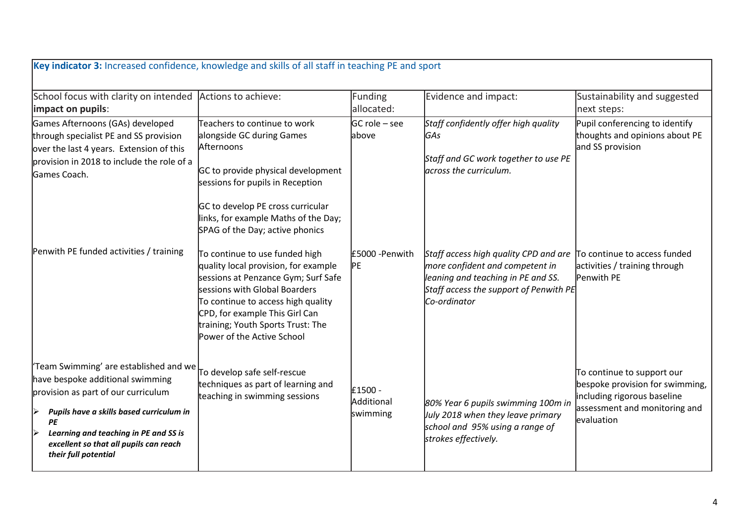| **Key indicator 3:** Increased confidence, knowledge and skills of all staff in teaching PE and sport | | | | |
|---|---|---|---|---|
| School focus with clarity on intended **impact on pupils**: | Actions to achieve: | Funding allocated: | Evidence and impact: | Sustainability and suggested next steps: |
| Games Afternoons (GAs) developed through specialist PE and SS provision over the last 4 years. Extension of this provision in 2018 to include the role of a Games Coach. | Teachers to continue to work alongside GC during Games Afternoons<br><br>GC to provide physical development sessions for pupils in Reception<br><br>GC to develop PE cross curricular links, for example Maths of the Day; SPAG of the Day; active phonics | GC role – see above | *Staff confidently offer high quality GAs*<br><br>*Staff and GC work together to use PE across the curriculum.* | Pupil conferencing to identify thoughts and opinions about PE and SS provision |
| Penwith PE funded activities / training | To continue to use funded high quality local provision, for example sessions at Penzance Gym; Surf Safe sessions with Global Boarders<br>To continue to access high quality CPD, for example This Girl Can training; Youth Sports Trust: The Power of the Active School | £5000 -Penwith PE | *Staff access high quality CPD and are more confident and competent in leaning and teaching in PE and SS. Staff access the support of Penwith PE Co-ordinator* | To continue to access funded activities / training through Penwith PE |
| 'Team Swimming' are established and we have bespoke additional swimming provision as part of our curriculum<br><br>➢ ***Pupils have a skills based curriculum in PE***<br>➢ ***Learning and teaching in PE and SS is excellent so that all pupils can reach their full potential*** | To develop safe self-rescue techniques as part of learning and teaching in swimming sessions | £1500 - Additional swimming | *80% Year 6 pupils swimming 100m in July 2018 when they leave primary school and 95% using a range of strokes effectively.* | To continue to support our bespoke provision for swimming, including rigorous baseline assessment and monitoring and evaluation |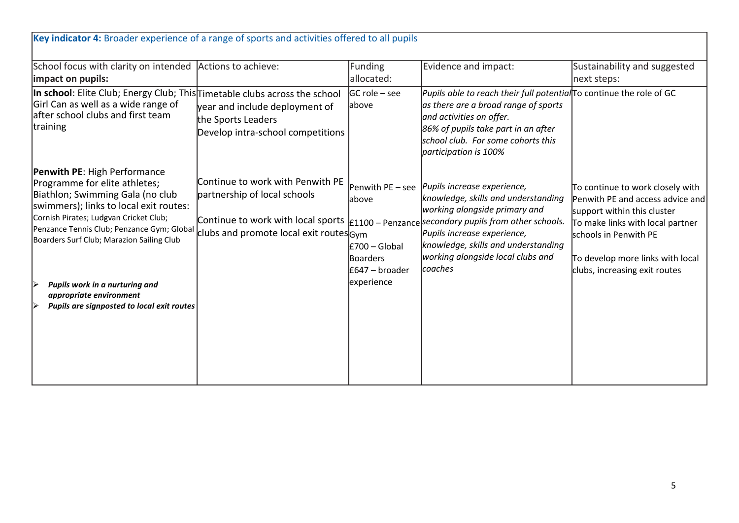**Key indicator 4:** Broader experience of a range of sports and activities offered to all pupils

| School focus with clarity on intended **impact on pupils:** | Actions to achieve: | Funding allocated: | Evidence and impact: | Sustainability and suggested next steps: |
|---|---|---|---|---|
| **In school**: Elite Club; Energy Club; This Girl Can as well as a wide range of after school clubs and first team training | Timetable clubs across the school year and include deployment of the Sports Leaders<br>Develop intra-school competitions | GC role – see above | *Pupils able to reach their full potential as there are a broad range of sports and activities on offer.*<br>*86% of pupils take part in an after school club. For some cohorts this participation is 100%* | To continue the role of GC |
| **Penwith PE**: High Performance Programme for elite athletes; Biathlon; Swimming Gala (no club swimmers); links to local exit routes: Cornish Pirates; Ludgvan Cricket Club; Penzance Tennis Club; Penzance Gym; Global Boarders Surf Club; Marazion Sailing Club<br>➢ ***Pupils work in a nurturing and appropriate environment***<br>➢ ***Pupils are signposted to local exit routes*** | Continue to work with Penwith PE partnership of local schools<br>Continue to work with local sports clubs and promote local exit routes | Penwith PE – see above<br>£1100 – Penzance Gym<br>£700 – Global Boarders<br>£647 – broader experience | *Pupils increase experience, knowledge, skills and understanding working alongside primary and secondary pupils from other schools.*<br>*Pupils increase experience, knowledge, skills and understanding working alongside local clubs and coaches* | To continue to work closely with Penwith PE and access advice and support within this cluster<br>To make links with local partner schools in Penwith PE<br>To develop more links with local clubs, increasing exit routes |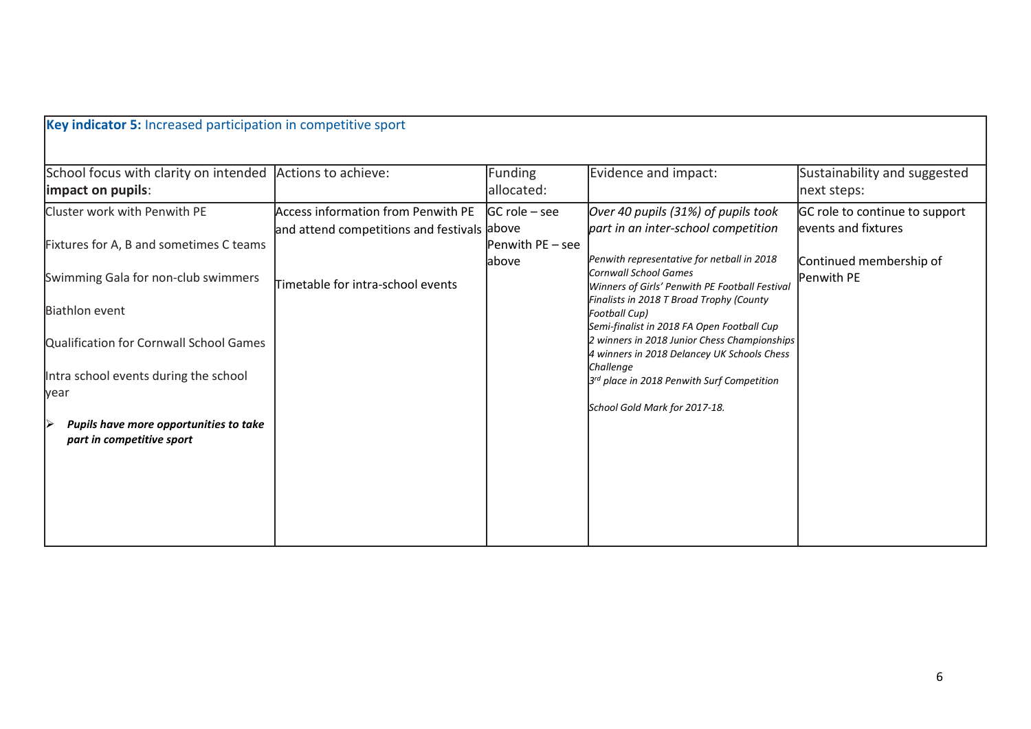**Key indicator 5:** Increased participation in competitive sport

| School focus with clarity on intended **impact on pupils**: | Actions to achieve: | Funding allocated: | Evidence and impact: | Sustainability and suggested next steps: |
|---|---|---|---|---|
| Cluster work with Penwith PE<br><br>Fixtures for A, B and sometimes C teams<br><br>Swimming Gala for non-club swimmers<br><br>Biathlon event<br><br>Qualification for Cornwall School Games<br><br>Intra school events during the school year<br><br>➢ ***Pupils have more opportunities to take part in competitive sport*** | Access information from Penwith PE and attend competitions and festivals<br><br>Timetable for intra-school events | GC role – see above<br>Penwith PE – see above | *Over 40 pupils (31%) of pupils took part in an inter-school competition*<br><br>*Penwith representative for netball in 2018 Cornwall School Games*<br>*Winners of Girls' Penwith PE Football Festival*<br>*Finalists in 2018 T Broad Trophy (County Football Cup)*<br>*Semi-finalist in 2018 FA Open Football Cup*<br>*2 winners in 2018 Junior Chess Championships*<br>*4 winners in 2018 Delancey UK Schools Chess Challenge*<br>*3rd place in 2018 Penwith Surf Competition*<br><br>*School Gold Mark for 2017-18.* | GC role to continue to support events and fixtures<br><br>Continued membership of Penwith PE |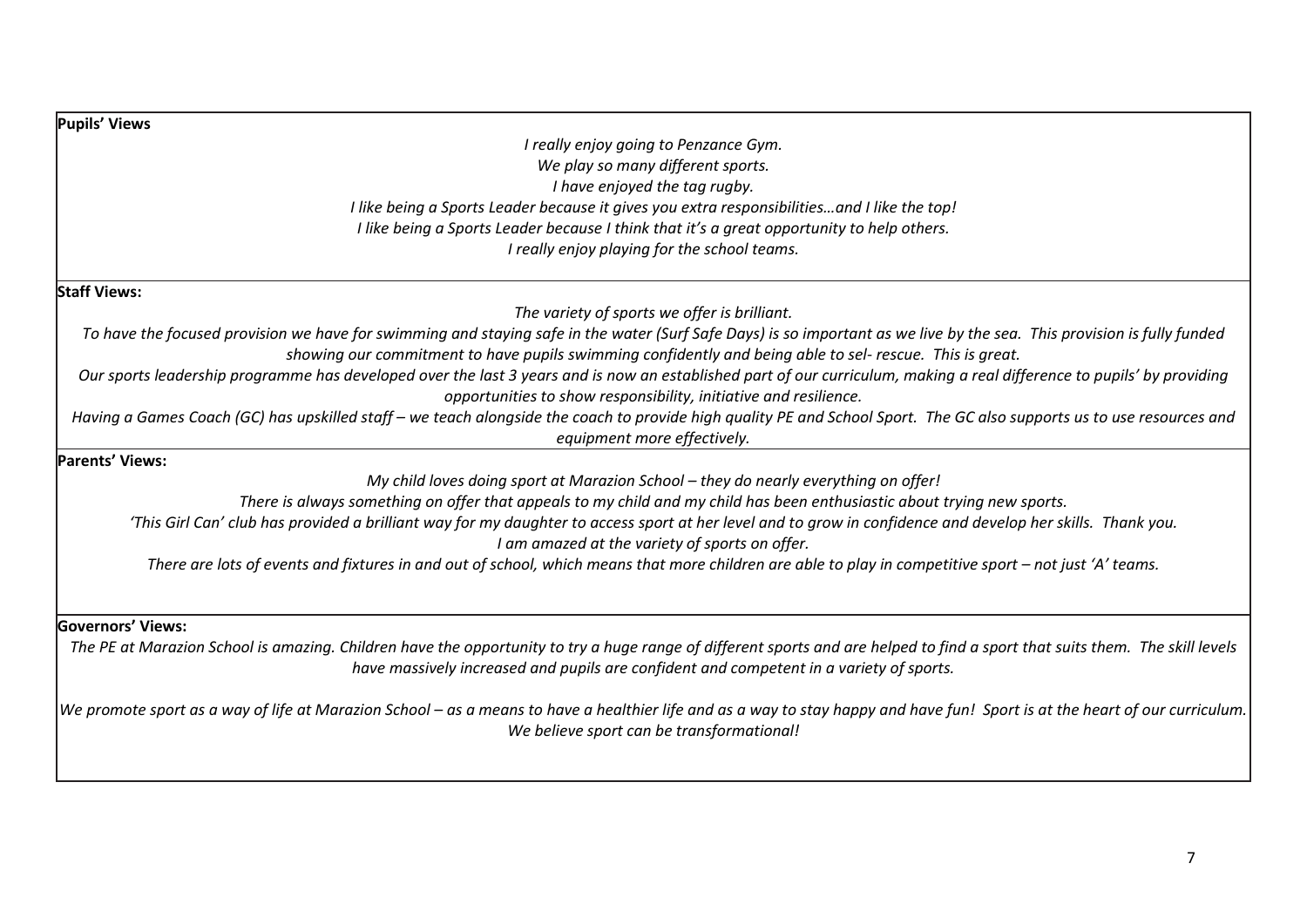**Pupils' Views**

*I really enjoy going to Penzance Gym.*

*We play so many different sports.*

*I have enjoyed the tag rugby.*

*I like being a Sports Leader because it gives you extra responsibilities…and I like the top!*

*I like being a Sports Leader because I think that it's a great opportunity to help others.*

*I really enjoy playing for the school teams.*

**Staff Views:**

*The variety of sports we offer is brilliant.*

*To have the focused provision we have for swimming and staying safe in the water (Surf Safe Days) is so important as we live by the sea. This provision is fully funded showing our commitment to have pupils swimming confidently and being able to sel- rescue. This is great.*

*Our sports leadership programme has developed over the last 3 years and is now an established part of our curriculum, making a real difference to pupils' by providing opportunities to show responsibility, initiative and resilience.*

*Having a Games Coach (GC) has upskilled staff – we teach alongside the coach to provide high quality PE and School Sport. The GC also supports us to use resources and equipment more effectively.*

**Parents' Views:**

*My child loves doing sport at Marazion School – they do nearly everything on offer!*

*There is always something on offer that appeals to my child and my child has been enthusiastic about trying new sports.*

*'This Girl Can' club has provided a brilliant way for my daughter to access sport at her level and to grow in confidence and develop her skills. Thank you.*

*I am amazed at the variety of sports on offer.*

*There are lots of events and fixtures in and out of school, which means that more children are able to play in competitive sport – not just 'A' teams.*

**Governors' Views:**

*The PE at Marazion School is amazing. Children have the opportunity to try a huge range of different sports and are helped to find a sport that suits them. The skill levels have massively increased and pupils are confident and competent in a variety of sports.*

*We promote sport as a way of life at Marazion School – as a means to have a healthier life and as a way to stay happy and have fun! Sport is at the heart of our curriculum. We believe sport can be transformational!*